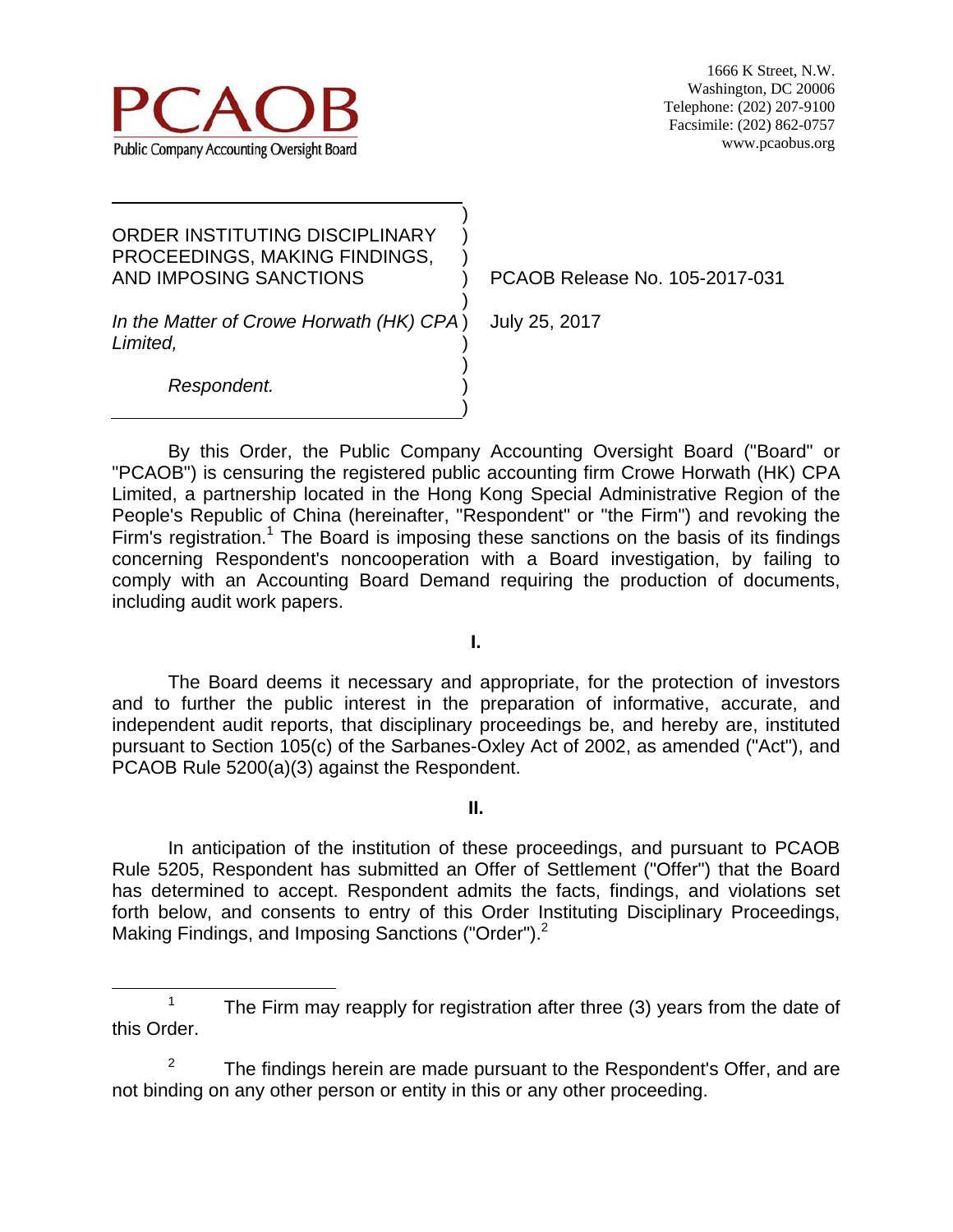PCAOB

Public Company Accounting Oversight Board

1666 K Street, N.W.
Washington, DC 20006
Telephone: (202) 207-9100
Facsimile: (202) 862-0757
www.pcaobus.org

ORDER INSTITUTING DISCIPLINARY PROCEEDINGS, MAKING FINDINGS, AND IMPOSING SANCTIONS

*In the Matter of Crowe Horwath (HK) CPA Limited,*

*Respondent.*

PCAOB Release No. 105-2017-031

July 25, 2017

By this Order, the Public Company Accounting Oversight Board ("Board" or "PCAOB") is censuring the registered public accounting firm Crowe Horwath (HK) CPA Limited, a partnership located in the Hong Kong Special Administrative Region of the People's Republic of China (hereinafter, "Respondent" or "the Firm") and revoking the Firm's registration.[1] The Board is imposing these sanctions on the basis of its findings concerning Respondent's noncooperation with a Board investigation, by failing to comply with an Accounting Board Demand requiring the production of documents, including audit work papers.

**I.**

The Board deems it necessary and appropriate, for the protection of investors and to further the public interest in the preparation of informative, accurate, and independent audit reports, that disciplinary proceedings be, and hereby are, instituted pursuant to Section 105(c) of the Sarbanes-Oxley Act of 2002, as amended ("Act"), and PCAOB Rule 5200(a)(3) against the Respondent.

**II.**

In anticipation of the institution of these proceedings, and pursuant to PCAOB Rule 5205, Respondent has submitted an Offer of Settlement ("Offer") that the Board has determined to accept. Respondent admits the facts, findings, and violations set forth below, and consents to entry of this Order Instituting Disciplinary Proceedings, Making Findings, and Imposing Sanctions ("Order").[2]

---

[1] The Firm may reapply for registration after three (3) years from the date of this Order.

[2] The findings herein are made pursuant to the Respondent's Offer, and are not binding on any other person or entity in this or any other proceeding.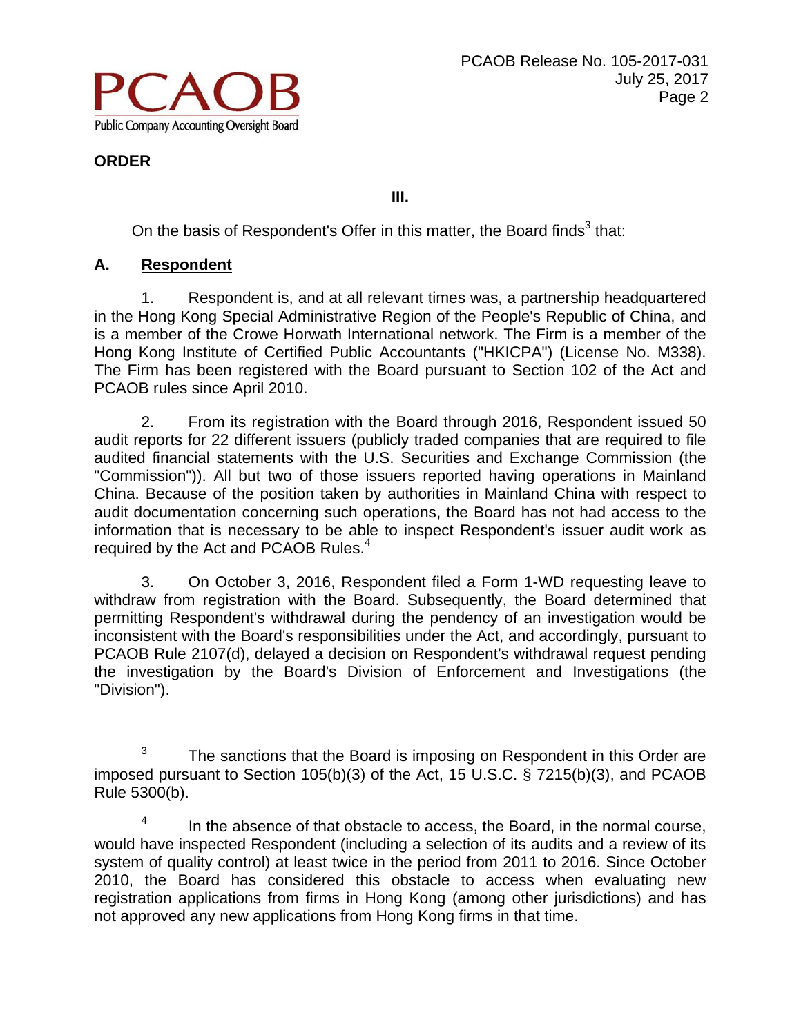## ORDER

### III.

On the basis of Respondent's Offer in this matter, the Board finds[3] that:

### A. Respondent

1. Respondent is, and at all relevant times was, a partnership headquartered in the Hong Kong Special Administrative Region of the People's Republic of China, and is a member of the Crowe Horwath International network. The Firm is a member of the Hong Kong Institute of Certified Public Accountants ("HKICPA") (License No. M338). The Firm has been registered with the Board pursuant to Section 102 of the Act and PCAOB rules since April 2010.

2. From its registration with the Board through 2016, Respondent issued 50 audit reports for 22 different issuers (publicly traded companies that are required to file audited financial statements with the U.S. Securities and Exchange Commission (the "Commission")). All but two of those issuers reported having operations in Mainland China. Because of the position taken by authorities in Mainland China with respect to audit documentation concerning such operations, the Board has not had access to the information that is necessary to be able to inspect Respondent's issuer audit work as required by the Act and PCAOB Rules.[4]

3. On October 3, 2016, Respondent filed a Form 1-WD requesting leave to withdraw from registration with the Board. Subsequently, the Board determined that permitting Respondent's withdrawal during the pendency of an investigation would be inconsistent with the Board's responsibilities under the Act, and accordingly, pursuant to PCAOB Rule 2107(d), delayed a decision on Respondent's withdrawal request pending the investigation by the Board's Division of Enforcement and Investigations (the "Division").

---

[3] The sanctions that the Board is imposing on Respondent in this Order are imposed pursuant to Section 105(b)(3) of the Act, 15 U.S.C. § 7215(b)(3), and PCAOB Rule 5300(b).

[4] In the absence of that obstacle to access, the Board, in the normal course, would have inspected Respondent (including a selection of its audits and a review of its system of quality control) at least twice in the period from 2011 to 2016. Since October 2010, the Board has considered this obstacle to access when evaluating new registration applications from firms in Hong Kong (among other jurisdictions) and has not approved any new applications from Hong Kong firms in that time.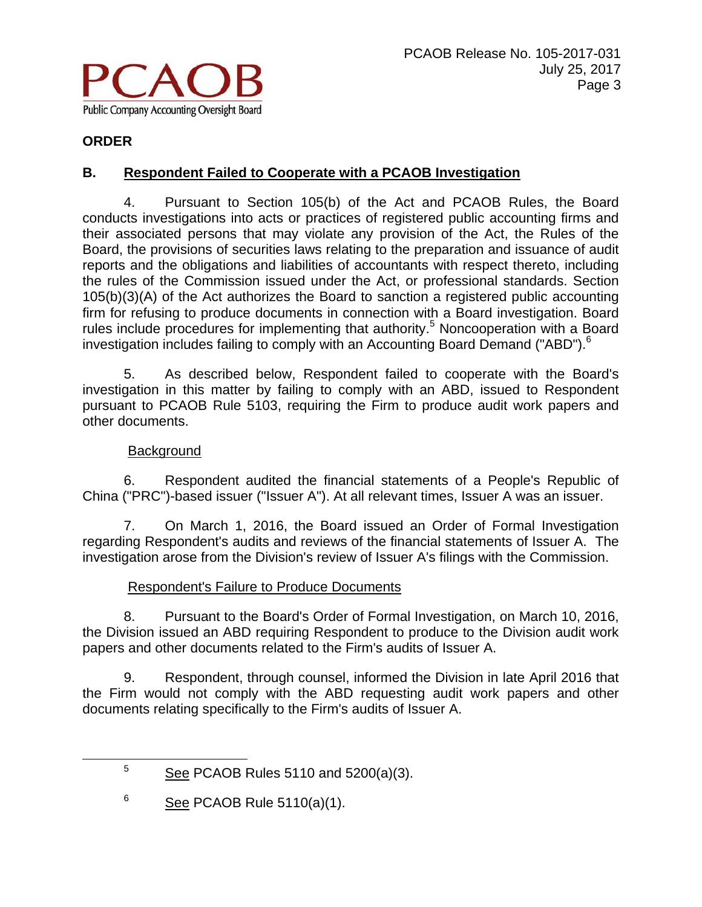## ORDER

### B. Respondent Failed to Cooperate with a PCAOB Investigation

4. Pursuant to Section 105(b) of the Act and PCAOB Rules, the Board conducts investigations into acts or practices of registered public accounting firms and their associated persons that may violate any provision of the Act, the Rules of the Board, the provisions of securities laws relating to the preparation and issuance of audit reports and the obligations and liabilities of accountants with respect thereto, including the rules of the Commission issued under the Act, or professional standards. Section 105(b)(3)(A) of the Act authorizes the Board to sanction a registered public accounting firm for refusing to produce documents in connection with a Board investigation. Board rules include procedures for implementing that authority.[5] Noncooperation with a Board investigation includes failing to comply with an Accounting Board Demand ("ABD").[6]

5. As described below, Respondent failed to cooperate with the Board's investigation in this matter by failing to comply with an ABD, issued to Respondent pursuant to PCAOB Rule 5103, requiring the Firm to produce audit work papers and other documents.

Background

6. Respondent audited the financial statements of a People's Republic of China ("PRC")-based issuer ("Issuer A"). At all relevant times, Issuer A was an issuer.

7. On March 1, 2016, the Board issued an Order of Formal Investigation regarding Respondent's audits and reviews of the financial statements of Issuer A. The investigation arose from the Division's review of Issuer A's filings with the Commission.

Respondent's Failure to Produce Documents

8. Pursuant to the Board's Order of Formal Investigation, on March 10, 2016, the Division issued an ABD requiring Respondent to produce to the Division audit work papers and other documents related to the Firm's audits of Issuer A.

9. Respondent, through counsel, informed the Division in late April 2016 that the Firm would not comply with the ABD requesting audit work papers and other documents relating specifically to the Firm's audits of Issuer A.

---

[5] See PCAOB Rules 5110 and 5200(a)(3).

[6] See PCAOB Rule 5110(a)(1).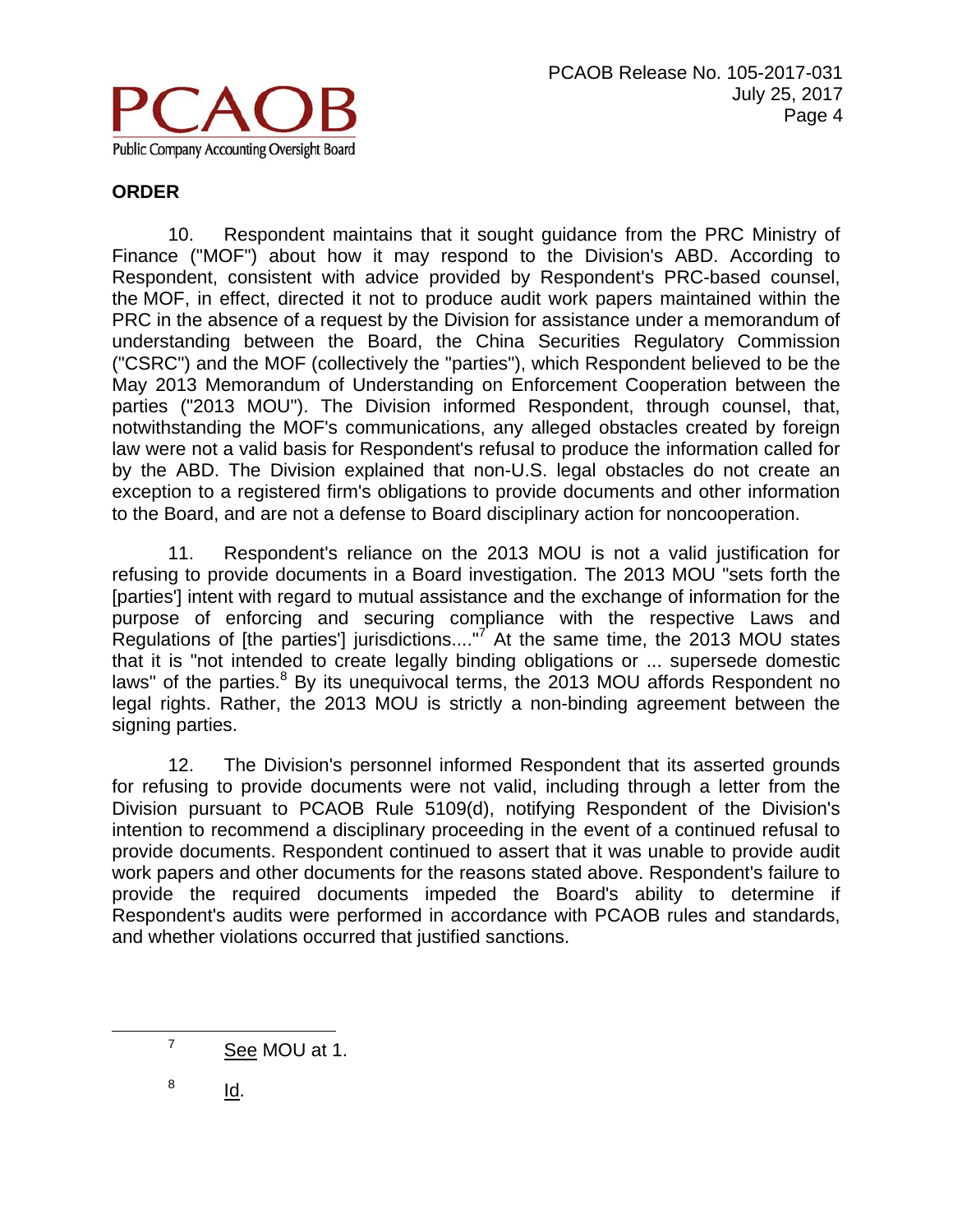**ORDER**

10. Respondent maintains that it sought guidance from the PRC Ministry of Finance ("MOF") about how it may respond to the Division's ABD. According to Respondent, consistent with advice provided by Respondent's PRC-based counsel, the MOF, in effect, directed it not to produce audit work papers maintained within the PRC in the absence of a request by the Division for assistance under a memorandum of understanding between the Board, the China Securities Regulatory Commission ("CSRC") and the MOF (collectively the "parties"), which Respondent believed to be the May 2013 Memorandum of Understanding on Enforcement Cooperation between the parties ("2013 MOU"). The Division informed Respondent, through counsel, that, notwithstanding the MOF's communications, any alleged obstacles created by foreign law were not a valid basis for Respondent's refusal to produce the information called for by the ABD. The Division explained that non-U.S. legal obstacles do not create an exception to a registered firm's obligations to provide documents and other information to the Board, and are not a defense to Board disciplinary action for noncooperation.

11. Respondent's reliance on the 2013 MOU is not a valid justification for refusing to provide documents in a Board investigation. The 2013 MOU "sets forth the [parties'] intent with regard to mutual assistance and the exchange of information for the purpose of enforcing and securing compliance with the respective Laws and Regulations of [the parties'] jurisdictions...."[7] At the same time, the 2013 MOU states that it is "not intended to create legally binding obligations or ... supersede domestic laws" of the parties.[8] By its unequivocal terms, the 2013 MOU affords Respondent no legal rights. Rather, the 2013 MOU is strictly a non-binding agreement between the signing parties.

12. The Division's personnel informed Respondent that its asserted grounds for refusing to provide documents were not valid, including through a letter from the Division pursuant to PCAOB Rule 5109(d), notifying Respondent of the Division's intention to recommend a disciplinary proceeding in the event of a continued refusal to provide documents. Respondent continued to assert that it was unable to provide audit work papers and other documents for the reasons stated above. Respondent's failure to provide the required documents impeded the Board's ability to determine if Respondent's audits were performed in accordance with PCAOB rules and standards, and whether violations occurred that justified sanctions.

---

[7] See MOU at 1.

[8] Id.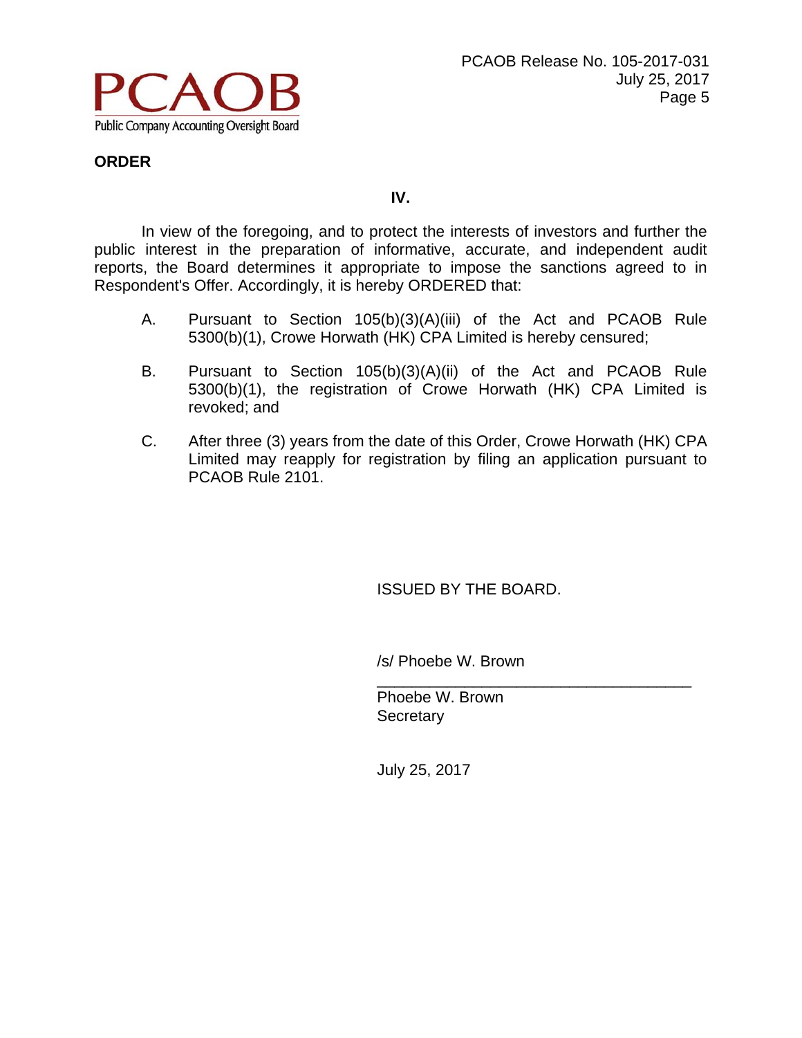## ORDER

### IV.

In view of the foregoing, and to protect the interests of investors and further the public interest in the preparation of informative, accurate, and independent audit reports, the Board determines it appropriate to impose the sanctions agreed to in Respondent's Offer. Accordingly, it is hereby ORDERED that:

A. Pursuant to Section 105(b)(3)(A)(iii) of the Act and PCAOB Rule 5300(b)(1), Crowe Horwath (HK) CPA Limited is hereby censured;

B. Pursuant to Section 105(b)(3)(A)(ii) of the Act and PCAOB Rule 5300(b)(1), the registration of Crowe Horwath (HK) CPA Limited is revoked; and

C. After three (3) years from the date of this Order, Crowe Horwath (HK) CPA Limited may reapply for registration by filing an application pursuant to PCAOB Rule 2101.

ISSUED BY THE BOARD.

/s/ Phoebe W. Brown

Phoebe W. Brown
Secretary

July 25, 2017